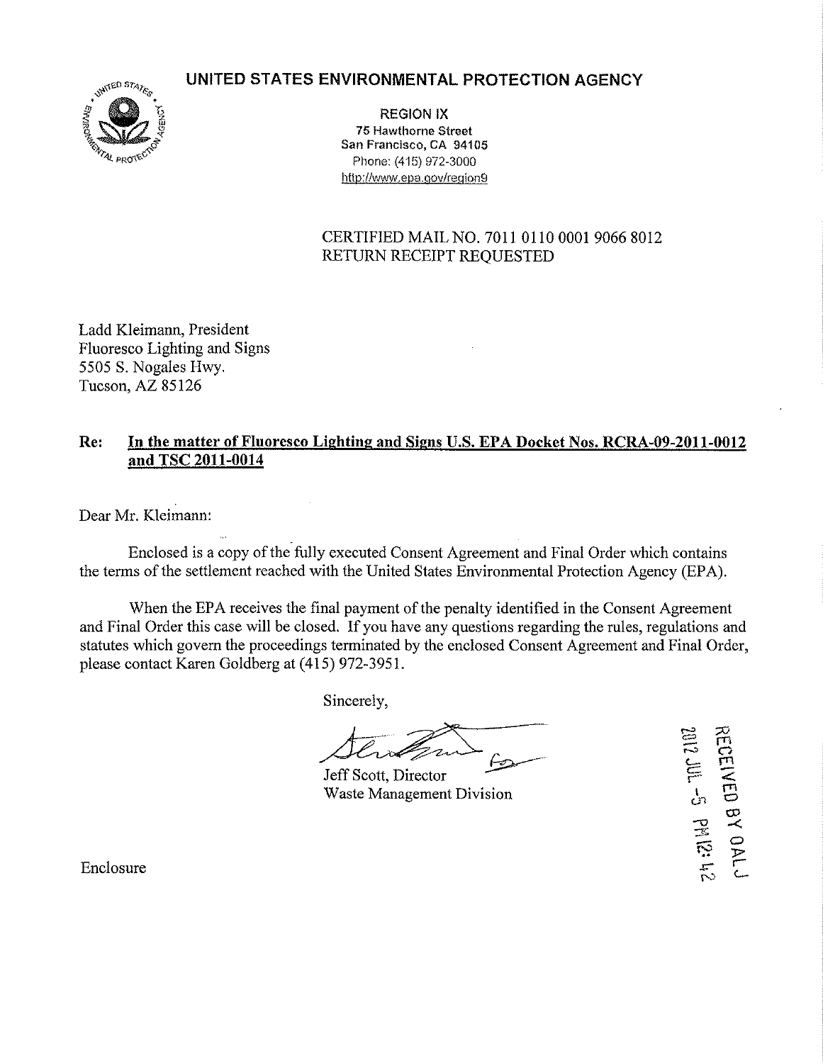# UNITED STATES ENVIRONMENTAL PROTECTION AGENCY

REGION IX
75 Hawthorne Street
San Francisco, CA 94105
Phone: (415) 972-3000
http://www.epa.gov/region9

CERTIFIED MAIL NO. 7011 0110 0001 9066 8012
RETURN RECEIPT REQUESTED

Ladd Kleimann, President
Fluoresco Lighting and Signs
5505 S. Nogales Hwy.
Tucson, AZ 85126

**Re: In the matter of Fluoresco Lighting and Signs U.S. EPA Docket Nos. RCRA-09-2011-0012 and TSC 2011-0014**

Dear Mr. Kleimann:

Enclosed is a copy of the fully executed Consent Agreement and Final Order which contains the terms of the settlement reached with the United States Environmental Protection Agency (EPA).

When the EPA receives the final payment of the penalty identified in the Consent Agreement and Final Order this case will be closed. If you have any questions regarding the rules, regulations and statutes which govern the proceedings terminated by the enclosed Consent Agreement and Final Order, please contact Karen Goldberg at (415) 972-3951.

Sincerely,

Jeff Scott, Director
Waste Management Division

RECEIVED BY OALJ
2012 JUL -5 PM 12:42

Enclosure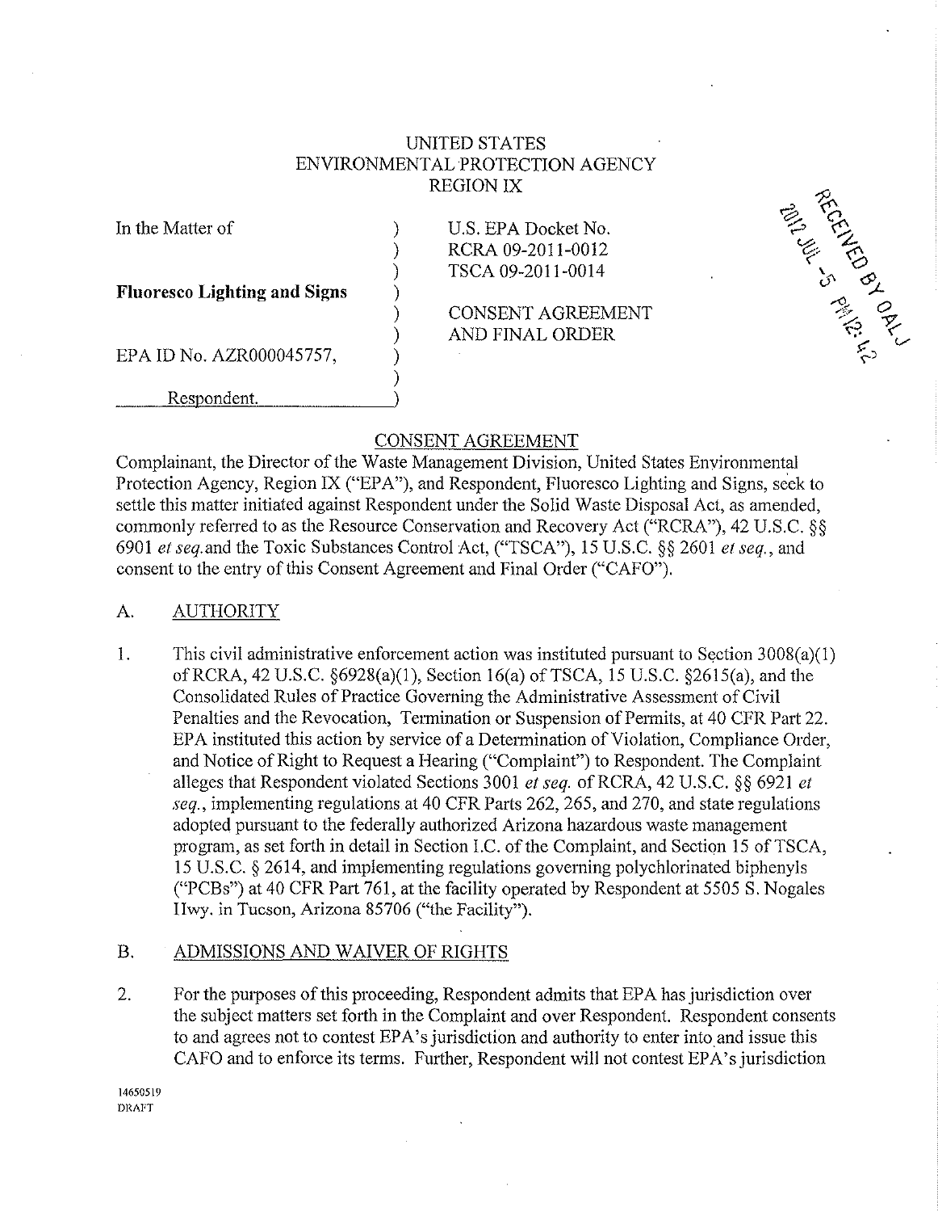UNITED STATES
ENVIRONMENTAL PROTECTION AGENCY
REGION IX

| | | |
|---|---|---|
| In the Matter of | ) | U.S. EPA Docket No. |
| | ) | RCRA 09-2011-0012 |
| | ) | TSCA 09-2011-0014 |
| **Fluoresco Lighting and Signs** | ) | |
| | ) | CONSENT AGREEMENT |
| | ) | AND FINAL ORDER |
| EPA ID No. AZR000045757, | ) | |
| | ) | |
| Respondent. | ) | |

2012 JUL -5 PM 12:42 RECEIVED BY OALJ

## CONSENT AGREEMENT

Complainant, the Director of the Waste Management Division, United States Environmental Protection Agency, Region IX ("EPA"), and Respondent, Fluoresco Lighting and Signs, seek to settle this matter initiated against Respondent under the Solid Waste Disposal Act, as amended, commonly referred to as the Resource Conservation and Recovery Act ("RCRA"), 42 U.S.C. §§ 6901 *et seq.* and the Toxic Substances Control Act, ("TSCA"), 15 U.S.C. §§ 2601 *et seq.*, and consent to the entry of this Consent Agreement and Final Order ("CAFO").

### A. AUTHORITY

1. This civil administrative enforcement action was instituted pursuant to Section 3008(a)(1) of RCRA, 42 U.S.C. §6928(a)(1), Section 16(a) of TSCA, 15 U.S.C. §2615(a), and the Consolidated Rules of Practice Governing the Administrative Assessment of Civil Penalties and the Revocation, Termination or Suspension of Permits, at 40 CFR Part 22. EPA instituted this action by service of a Determination of Violation, Compliance Order, and Notice of Right to Request a Hearing ("Complaint") to Respondent. The Complaint alleges that Respondent violated Sections 3001 *et seq.* of RCRA, 42 U.S.C. §§ 6921 *et seq.*, implementing regulations at 40 CFR Parts 262, 265, and 270, and state regulations adopted pursuant to the federally authorized Arizona hazardous waste management program, as set forth in detail in Section I.C. of the Complaint, and Section 15 of TSCA, 15 U.S.C. § 2614, and implementing regulations governing polychlorinated biphenyls ("PCBs") at 40 CFR Part 761, at the facility operated by Respondent at 5505 S. Nogales Hwy. in Tucson, Arizona 85706 ("the Facility").

### B. ADMISSIONS AND WAIVER OF RIGHTS

2. For the purposes of this proceeding, Respondent admits that EPA has jurisdiction over the subject matters set forth in the Complaint and over Respondent. Respondent consents to and agrees not to contest EPA's jurisdiction and authority to enter into and issue this CAFO and to enforce its terms. Further, Respondent will not contest EPA's jurisdiction

14650519
DRAFT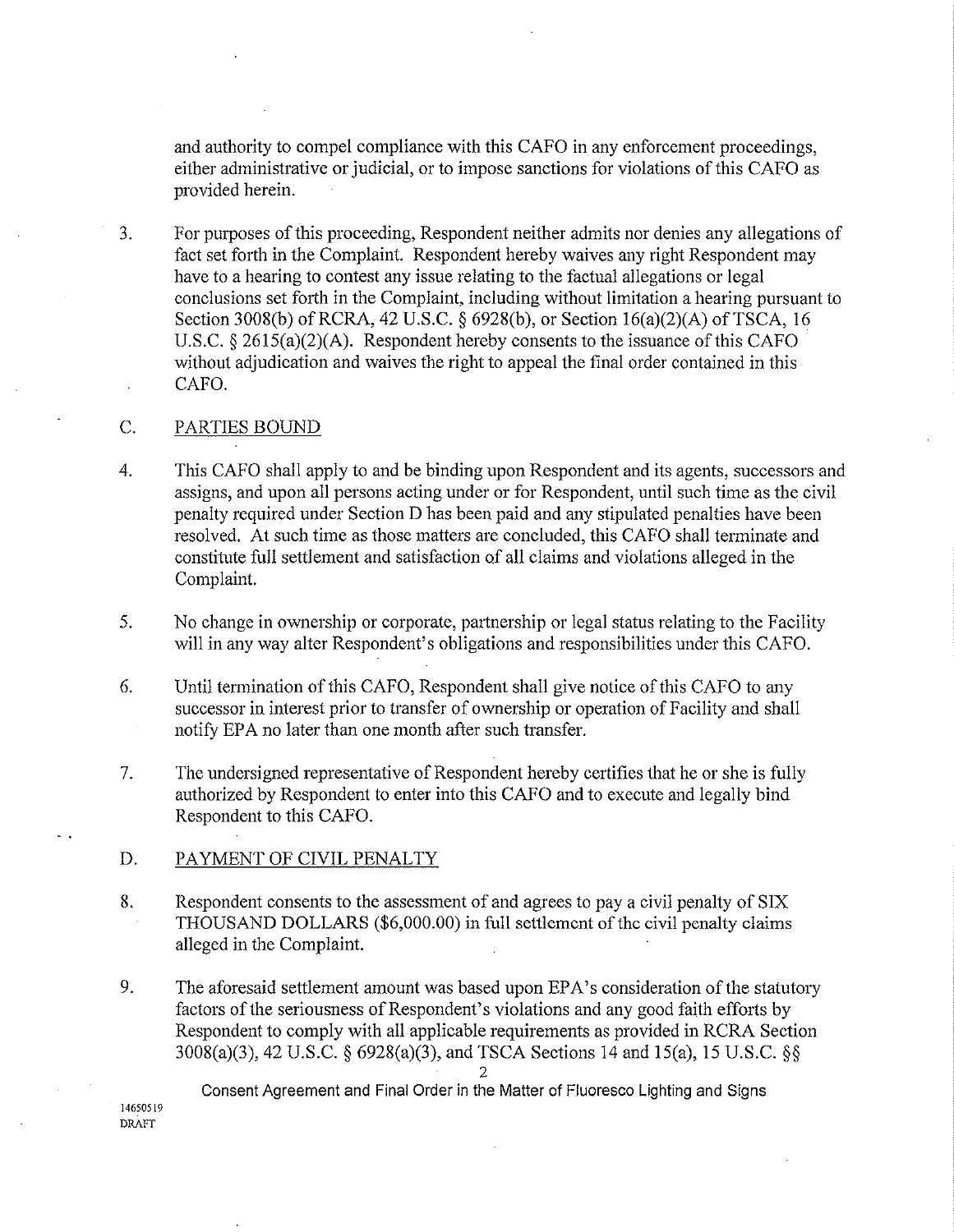and authority to compel compliance with this CAFO in any enforcement proceedings, either administrative or judicial, or to impose sanctions for violations of this CAFO as provided herein.

3. For purposes of this proceeding, Respondent neither admits nor denies any allegations of fact set forth in the Complaint. Respondent hereby waives any right Respondent may have to a hearing to contest any issue relating to the factual allegations or legal conclusions set forth in the Complaint, including without limitation a hearing pursuant to Section 3008(b) of RCRA, 42 U.S.C. § 6928(b), or Section 16(a)(2)(A) of TSCA, 16 U.S.C. § 2615(a)(2)(A). Respondent hereby consents to the issuance of this CAFO without adjudication and waives the right to appeal the final order contained in this CAFO.

## C. PARTIES BOUND

4. This CAFO shall apply to and be binding upon Respondent and its agents, successors and assigns, and upon all persons acting under or for Respondent, until such time as the civil penalty required under Section D has been paid and any stipulated penalties have been resolved. At such time as those matters are concluded, this CAFO shall terminate and constitute full settlement and satisfaction of all claims and violations alleged in the Complaint.

5. No change in ownership or corporate, partnership or legal status relating to the Facility will in any way alter Respondent's obligations and responsibilities under this CAFO.

6. Until termination of this CAFO, Respondent shall give notice of this CAFO to any successor in interest prior to transfer of ownership or operation of Facility and shall notify EPA no later than one month after such transfer.

7. The undersigned representative of Respondent hereby certifies that he or she is fully authorized by Respondent to enter into this CAFO and to execute and legally bind Respondent to this CAFO.

## D. PAYMENT OF CIVIL PENALTY

8. Respondent consents to the assessment of and agrees to pay a civil penalty of SIX THOUSAND DOLLARS ($6,000.00) in full settlement of the civil penalty claims alleged in the Complaint.

9. The aforesaid settlement amount was based upon EPA's consideration of the statutory factors of the seriousness of Respondent's violations and any good faith efforts by Respondent to comply with all applicable requirements as provided in RCRA Section 3008(a)(3), 42 U.S.C. § 6928(a)(3), and TSCA Sections 14 and 15(a), 15 U.S.C. §§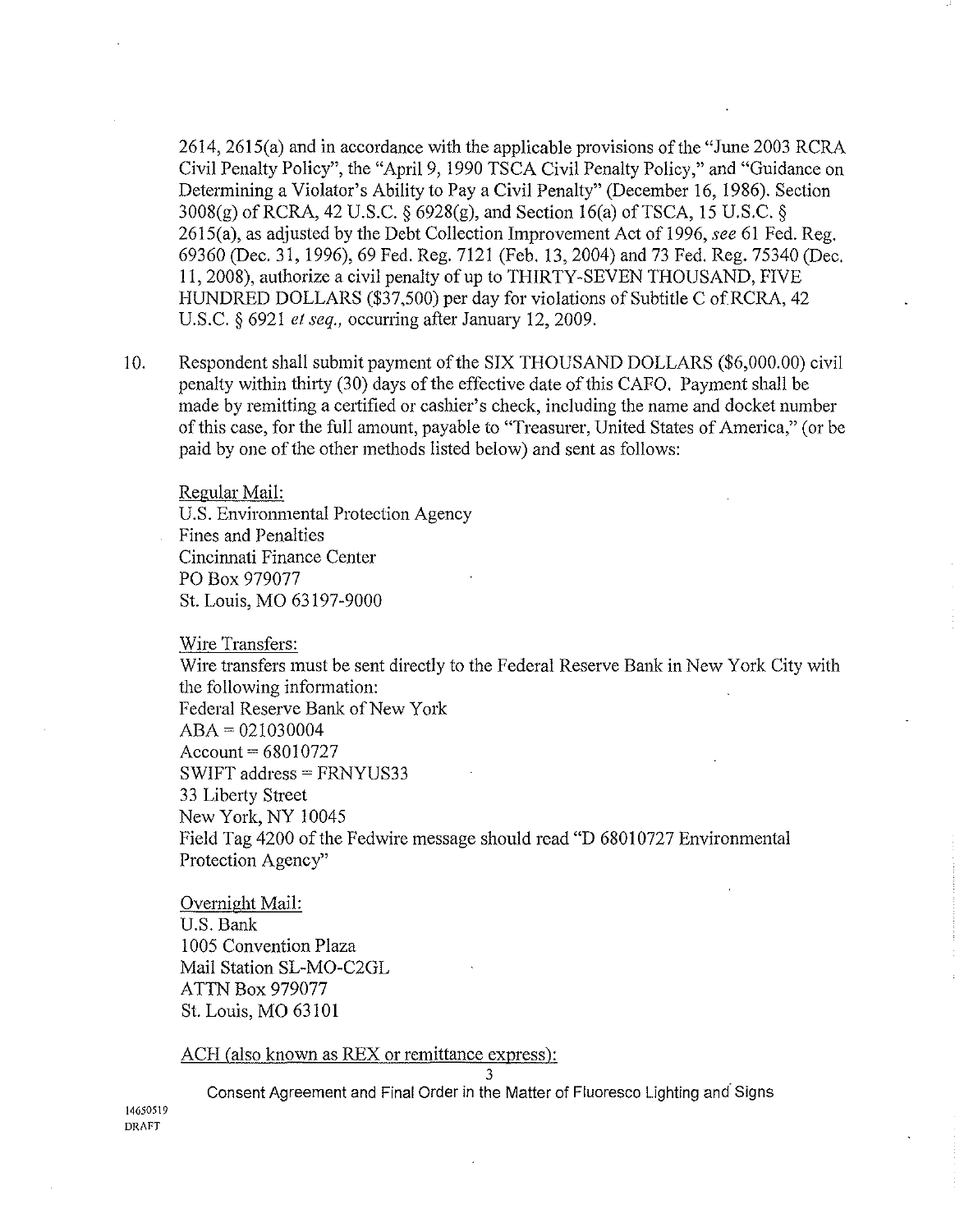2614, 2615(a) and in accordance with the applicable provisions of the "June 2003 RCRA Civil Penalty Policy", the "April 9, 1990 TSCA Civil Penalty Policy," and "Guidance on Determining a Violator's Ability to Pay a Civil Penalty" (December 16, 1986). Section 3008(g) of RCRA, 42 U.S.C. § 6928(g), and Section 16(a) of TSCA, 15 U.S.C. § 2615(a), as adjusted by the Debt Collection Improvement Act of 1996, *see* 61 Fed. Reg. 69360 (Dec. 31, 1996), 69 Fed. Reg. 7121 (Feb. 13, 2004) and 73 Fed. Reg. 75340 (Dec. 11, 2008), authorize a civil penalty of up to THIRTY-SEVEN THOUSAND, FIVE HUNDRED DOLLARS ($37,500) per day for violations of Subtitle C of RCRA, 42 U.S.C. § 6921 *et seq.*, occurring after January 12, 2009.

10. Respondent shall submit payment of the SIX THOUSAND DOLLARS ($6,000.00) civil penalty within thirty (30) days of the effective date of this CAFO. Payment shall be made by remitting a certified or cashier's check, including the name and docket number of this case, for the full amount, payable to "Treasurer, United States of America," (or be paid by one of the other methods listed below) and sent as follows:

    Regular Mail:
    U.S. Environmental Protection Agency
    Fines and Penalties
    Cincinnati Finance Center
    PO Box 979077
    St. Louis, MO 63197-9000

    Wire Transfers:
    Wire transfers must be sent directly to the Federal Reserve Bank in New York City with the following information:
    Federal Reserve Bank of New York
    ABA = 021030004
    Account = 68010727
    SWIFT address = FRNYUS33
    33 Liberty Street
    New York, NY 10045
    Field Tag 4200 of the Fedwire message should read "D 68010727 Environmental Protection Agency"

    Overnight Mail:
    U.S. Bank
    1005 Convention Plaza
    Mail Station SL-MO-C2GL
    ATTN Box 979077
    St. Louis, MO 63101

    ACH (also known as REX or remittance express):

Consent Agreement and Final Order in the Matter of Fluoresco Lighting and Signs

14650519
DRAFT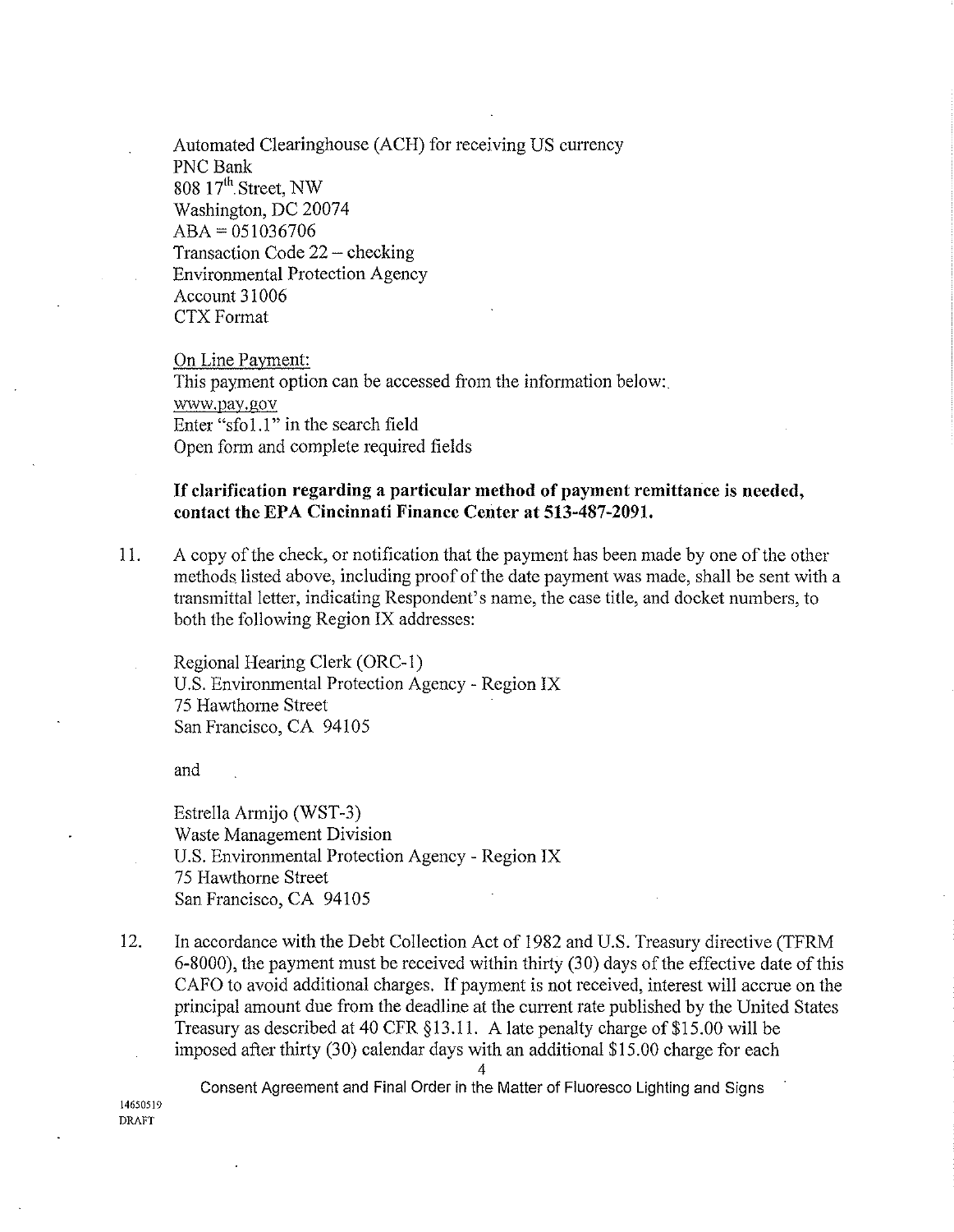Automated Clearinghouse (ACH) for receiving US currency
PNC Bank
808 17th Street, NW
Washington, DC 20074
ABA = 051036706
Transaction Code 22 – checking
Environmental Protection Agency
Account 31006
CTX Format

On Line Payment:
This payment option can be accessed from the information below:
www.pay.gov
Enter "sfo1.1" in the search field
Open form and complete required fields

**If clarification regarding a particular method of payment remittance is needed, contact the EPA Cincinnati Finance Center at 513-487-2091.**

11. A copy of the check, or notification that the payment has been made by one of the other methods listed above, including proof of the date payment was made, shall be sent with a transmittal letter, indicating Respondent's name, the case title, and docket numbers, to both the following Region IX addresses:

    Regional Hearing Clerk (ORC-1)
    U.S. Environmental Protection Agency - Region IX
    75 Hawthorne Street
    San Francisco, CA 94105

    and

    Estrella Armijo (WST-3)
    Waste Management Division
    U.S. Environmental Protection Agency - Region IX
    75 Hawthorne Street
    San Francisco, CA 94105

12. In accordance with the Debt Collection Act of 1982 and U.S. Treasury directive (TFRM 6-8000), the payment must be received within thirty (30) days of the effective date of this CAFO to avoid additional charges. If payment is not received, interest will accrue on the principal amount due from the deadline at the current rate published by the United States Treasury as described at 40 CFR §13.11. A late penalty charge of $15.00 will be imposed after thirty (30) calendar days with an additional $15.00 charge for each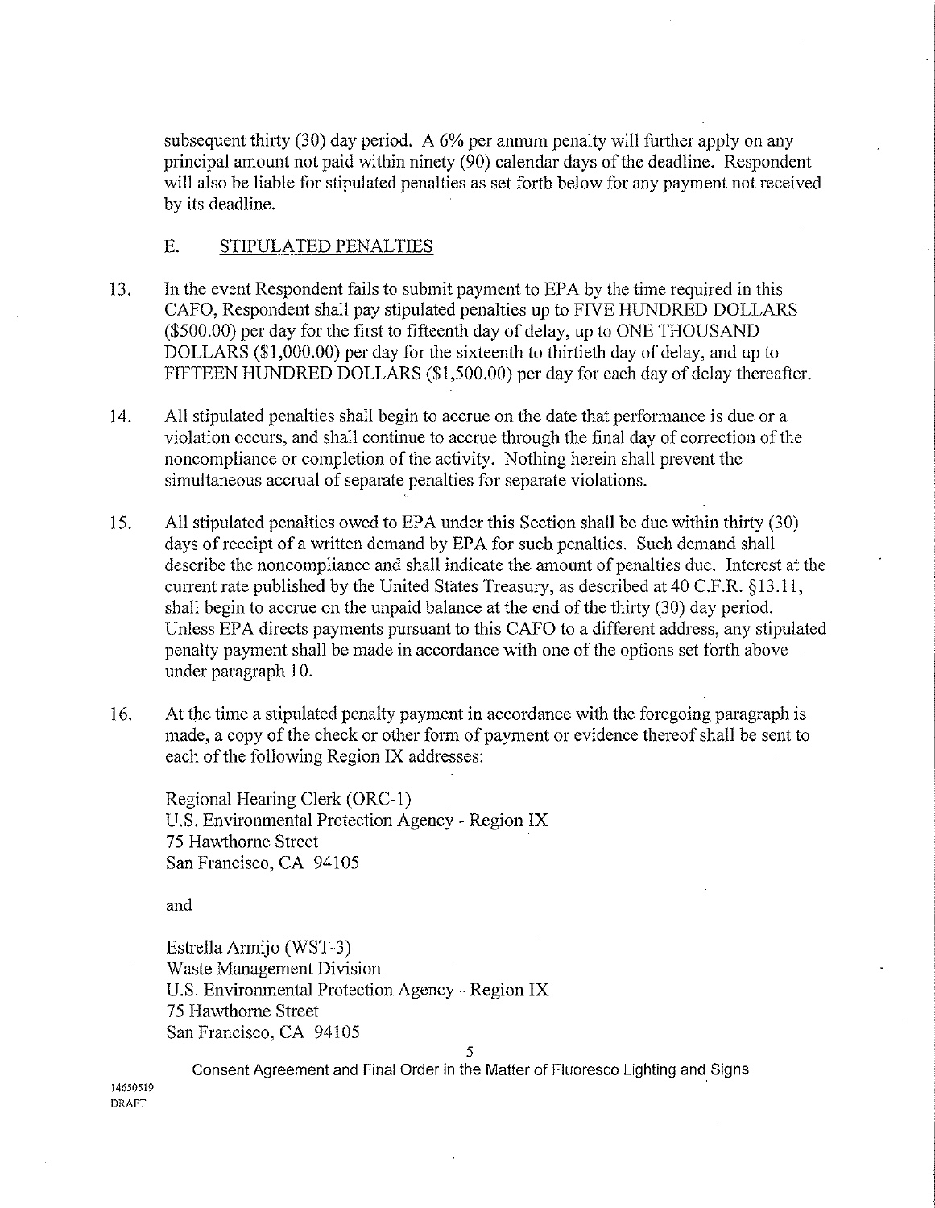subsequent thirty (30) day period. A 6% per annum penalty will further apply on any principal amount not paid within ninety (90) calendar days of the deadline. Respondent will also be liable for stipulated penalties as set forth below for any payment not received by its deadline.

## E. STIPULATED PENALTIES

13. In the event Respondent fails to submit payment to EPA by the time required in this CAFO, Respondent shall pay stipulated penalties up to FIVE HUNDRED DOLLARS ($500.00) per day for the first to fifteenth day of delay, up to ONE THOUSAND DOLLARS ($1,000.00) per day for the sixteenth to thirtieth day of delay, and up to FIFTEEN HUNDRED DOLLARS ($1,500.00) per day for each day of delay thereafter.

14. All stipulated penalties shall begin to accrue on the date that performance is due or a violation occurs, and shall continue to accrue through the final day of correction of the noncompliance or completion of the activity. Nothing herein shall prevent the simultaneous accrual of separate penalties for separate violations.

15. All stipulated penalties owed to EPA under this Section shall be due within thirty (30) days of receipt of a written demand by EPA for such penalties. Such demand shall describe the noncompliance and shall indicate the amount of penalties due. Interest at the current rate published by the United States Treasury, as described at 40 C.F.R. §13.11, shall begin to accrue on the unpaid balance at the end of the thirty (30) day period. Unless EPA directs payments pursuant to this CAFO to a different address, any stipulated penalty payment shall be made in accordance with one of the options set forth above under paragraph 10.

16. At the time a stipulated penalty payment in accordance with the foregoing paragraph is made, a copy of the check or other form of payment or evidence thereof shall be sent to each of the following Region IX addresses:

    Regional Hearing Clerk (ORC-1)
    U.S. Environmental Protection Agency - Region IX
    75 Hawthorne Street
    San Francisco, CA 94105

    and

    Estrella Armijo (WST-3)
    Waste Management Division
    U.S. Environmental Protection Agency - Region IX
    75 Hawthorne Street
    San Francisco, CA 94105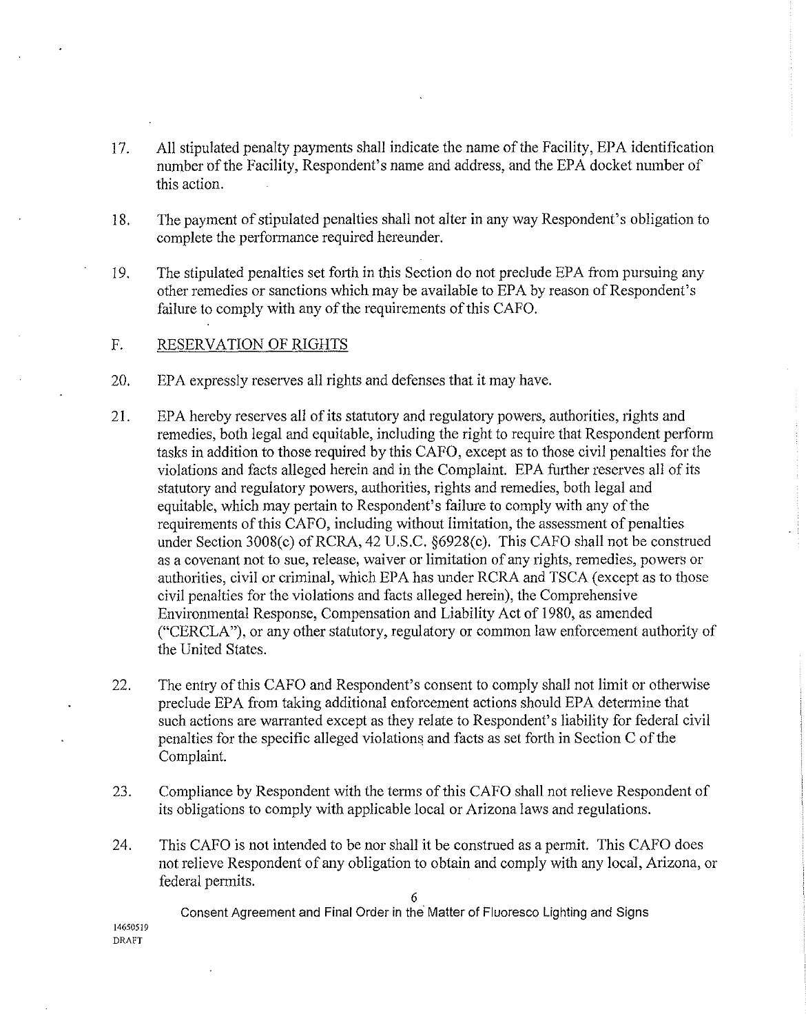17. All stipulated penalty payments shall indicate the name of the Facility, EPA identification number of the Facility, Respondent's name and address, and the EPA docket number of this action.

18. The payment of stipulated penalties shall not alter in any way Respondent's obligation to complete the performance required hereunder.

19. The stipulated penalties set forth in this Section do not preclude EPA from pursuing any other remedies or sanctions which may be available to EPA by reason of Respondent's failure to comply with any of the requirements of this CAFO.

F. RESERVATION OF RIGHTS

20. EPA expressly reserves all rights and defenses that it may have.

21. EPA hereby reserves all of its statutory and regulatory powers, authorities, rights and remedies, both legal and equitable, including the right to require that Respondent perform tasks in addition to those required by this CAFO, except as to those civil penalties for the violations and facts alleged herein and in the Complaint. EPA further reserves all of its statutory and regulatory powers, authorities, rights and remedies, both legal and equitable, which may pertain to Respondent's failure to comply with any of the requirements of this CAFO, including without limitation, the assessment of penalties under Section 3008(c) of RCRA, 42 U.S.C. §6928(c). This CAFO shall not be construed as a covenant not to sue, release, waiver or limitation of any rights, remedies, powers or authorities, civil or criminal, which EPA has under RCRA and TSCA (except as to those civil penalties for the violations and facts alleged herein), the Comprehensive Environmental Response, Compensation and Liability Act of 1980, as amended ("CERCLA"), or any other statutory, regulatory or common law enforcement authority of the United States.

22. The entry of this CAFO and Respondent's consent to comply shall not limit or otherwise preclude EPA from taking additional enforcement actions should EPA determine that such actions are warranted except as they relate to Respondent's liability for federal civil penalties for the specific alleged violations and facts as set forth in Section C of the Complaint.

23. Compliance by Respondent with the terms of this CAFO shall not relieve Respondent of its obligations to comply with applicable local or Arizona laws and regulations.

24. This CAFO is not intended to be nor shall it be construed as a permit. This CAFO does not relieve Respondent of any obligation to obtain and comply with any local, Arizona, or federal permits.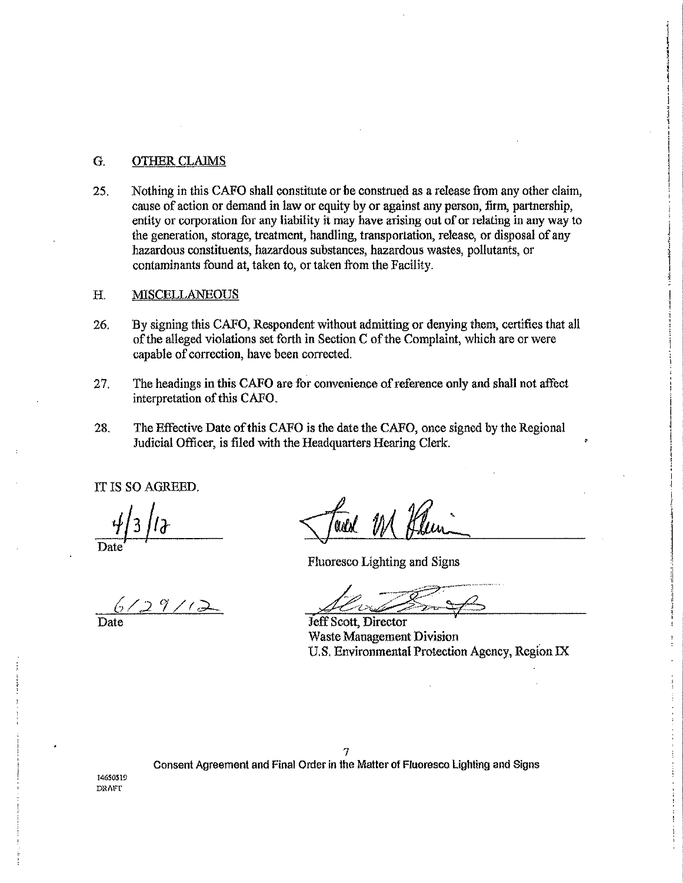## G. OTHER CLAIMS

25. Nothing in this CAFO shall constitute or be construed as a release from any other claim, cause of action or demand in law or equity by or against any person, firm, partnership, entity or corporation for any liability it may have arising out of or relating in any way to the generation, storage, treatment, handling, transportation, release, or disposal of any hazardous constituents, hazardous substances, hazardous wastes, pollutants, or contaminants found at, taken to, or taken from the Facility.

## H. MISCELLANEOUS

26. By signing this CAFO, Respondent without admitting or denying them, certifies that all of the alleged violations set forth in Section C of the Complaint, which are or were capable of correction, have been corrected.

27. The headings in this CAFO are for convenience of reference only and shall not affect interpretation of this CAFO.

28. The Effective Date of this CAFO is the date the CAFO, once signed by the Regional Judicial Officer, is filed with the Headquarters Hearing Clerk.

IT IS SO AGREED.

4/3/12
Date

Fluoresco Lighting and Signs

6/29/12
Date

Jeff Scott, Director
Waste Management Division
U.S. Environmental Protection Agency, Region IX

Consent Agreement and Final Order in the Matter of Fluoresco Lighting and Signs

14650519
DRAFT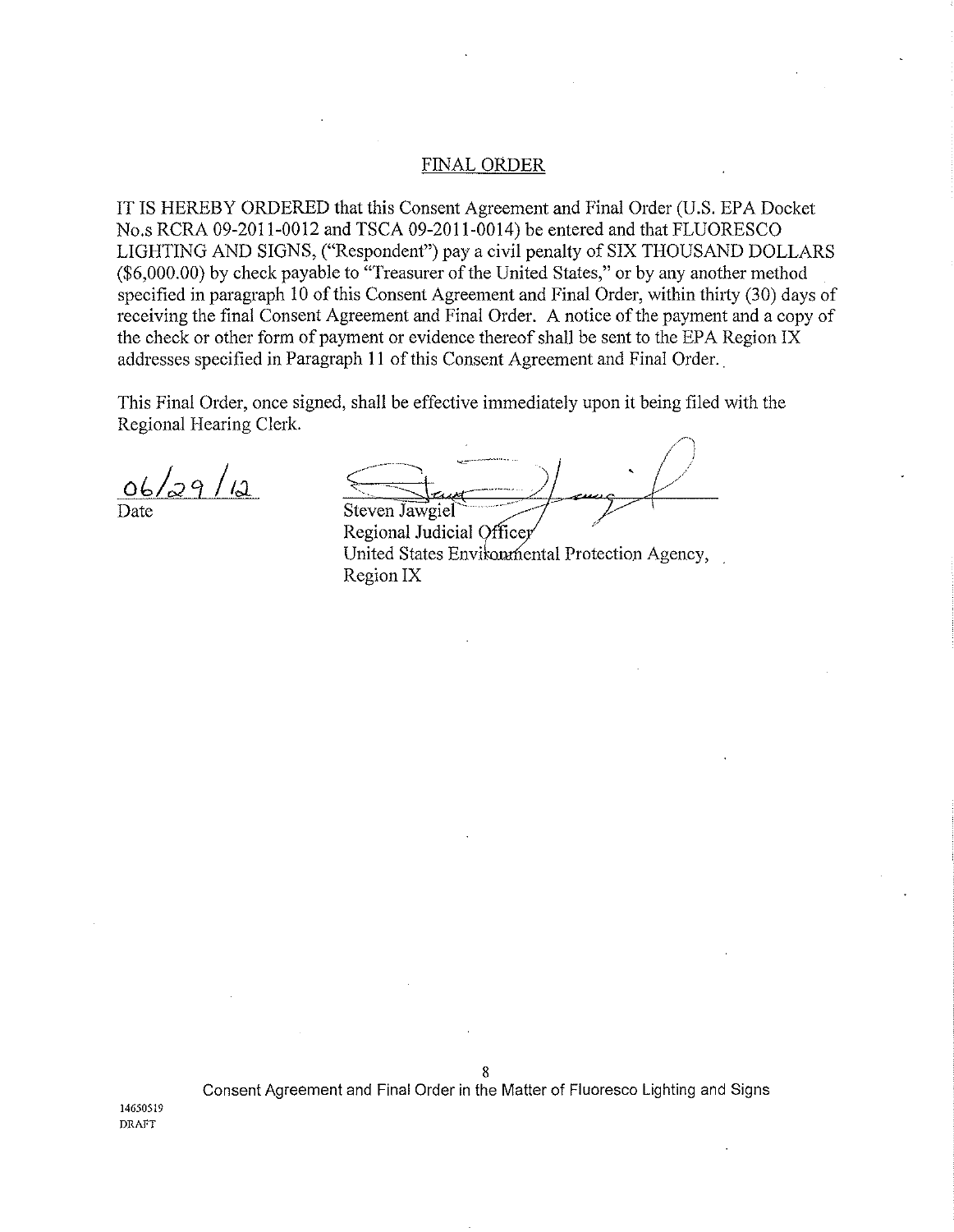## FINAL ORDER

IT IS HEREBY ORDERED that this Consent Agreement and Final Order (U.S. EPA Docket No.s RCRA 09-2011-0012 and TSCA 09-2011-0014) be entered and that FLUORESCO LIGHTING AND SIGNS, ("Respondent") pay a civil penalty of SIX THOUSAND DOLLARS ($6,000.00) by check payable to "Treasurer of the United States," or by any another method specified in paragraph 10 of this Consent Agreement and Final Order, within thirty (30) days of receiving the final Consent Agreement and Final Order. A notice of the payment and a copy of the check or other form of payment or evidence thereof shall be sent to the EPA Region IX addresses specified in Paragraph 11 of this Consent Agreement and Final Order.

This Final Order, once signed, shall be effective immediately upon it being filed with the Regional Hearing Clerk.

06/29/12
Date

Steven Jawgiel
Regional Judicial Officer
United States Environmental Protection Agency,
Region IX

Consent Agreement and Final Order in the Matter of Fluoresco Lighting and Signs

14650519
DRAFT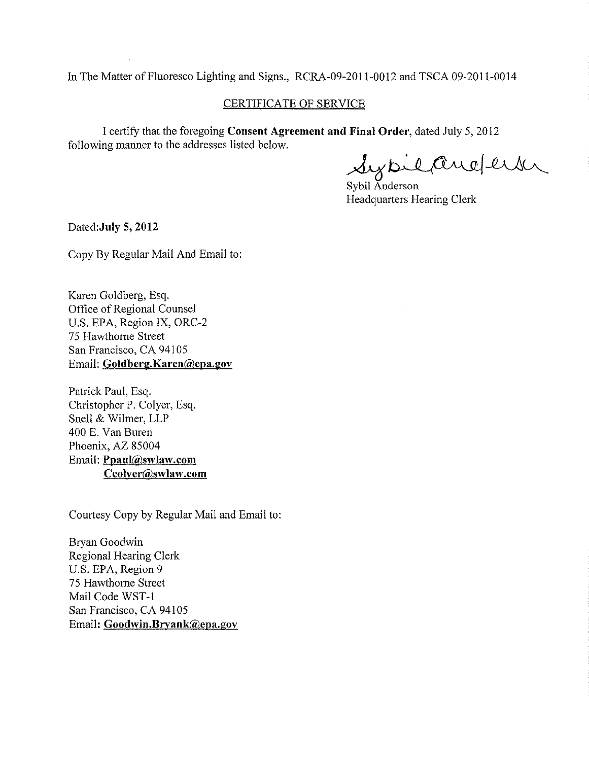In The Matter of Fluoresco Lighting and Signs., RCRA-09-2011-0012 and TSCA 09-2011-0014

## CERTIFICATE OF SERVICE

I certify that the foregoing **Consent Agreement and Final Order**, dated July 5, 2012 following manner to the addresses listed below.

Sybil Anderson
Headquarters Hearing Clerk

Dated: **July 5, 2012**

Copy By Regular Mail And Email to:

Karen Goldberg, Esq.
Office of Regional Counsel
U.S. EPA, Region IX, ORC-2
75 Hawthorne Street
San Francisco, CA 94105
Email: **Goldberg.Karen@epa.gov**

Patrick Paul, Esq.
Christopher P. Colyer, Esq.
Snell & Wilmer, LLP
400 E. Van Buren
Phoenix, AZ 85004
Email: **Ppaul@swlaw.com**
**Ccolyer@swlaw.com**

Courtesy Copy by Regular Mail and Email to:

Bryan Goodwin
Regional Hearing Clerk
U.S. EPA, Region 9
75 Hawthorne Street
Mail Code WST-1
San Francisco, CA 94105
Email: **Goodwin.Bryank@epa.gov**